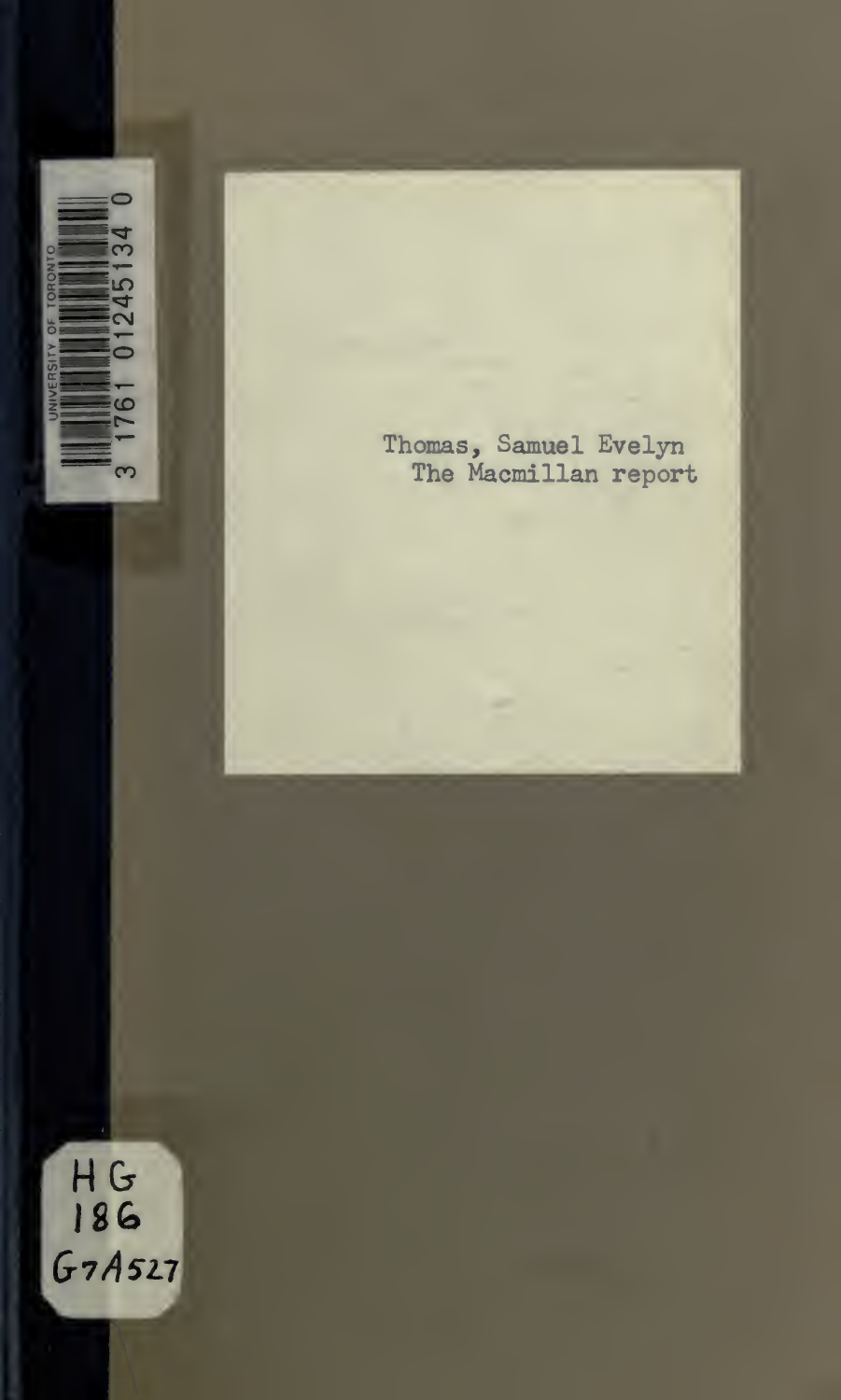Thomas, Samuel Evelyn
The Macmillan report

HG
186
G7A527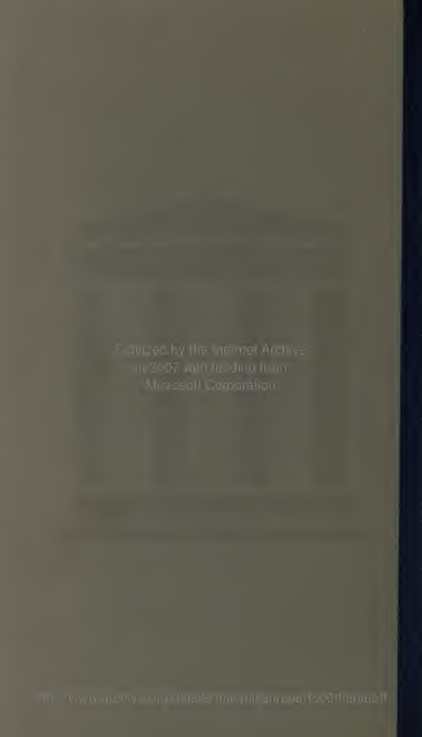Digitized by the Internet Archive
in 2007 with funding from
Microsoft Corporation

http://www.archive.org/details/manualofsaviourfa00thamuoft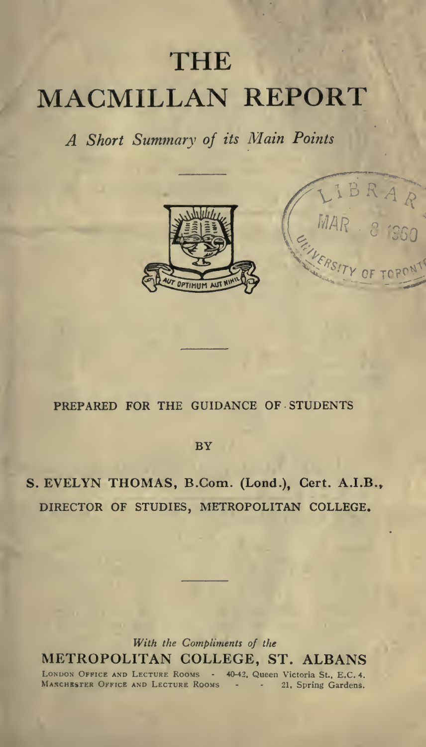# THE MACMILLAN REPORT

*A Short Summary of its Main Points*

PREPARED FOR THE GUIDANCE OF STUDENTS

BY

S. EVELYN THOMAS, B.Com. (Lond.), Cert. A.I.B.,
DIRECTOR OF STUDIES, METROPOLITAN COLLEGE.

*With the Compliments of the*

METROPOLITAN COLLEGE, ST. ALBANS

LONDON OFFICE AND LECTURE ROOMS - 40-42, Queen Victoria St., E.C. 4.
MANCHESTER OFFICE AND LECTURE ROOMS - - 21, Spring Gardens.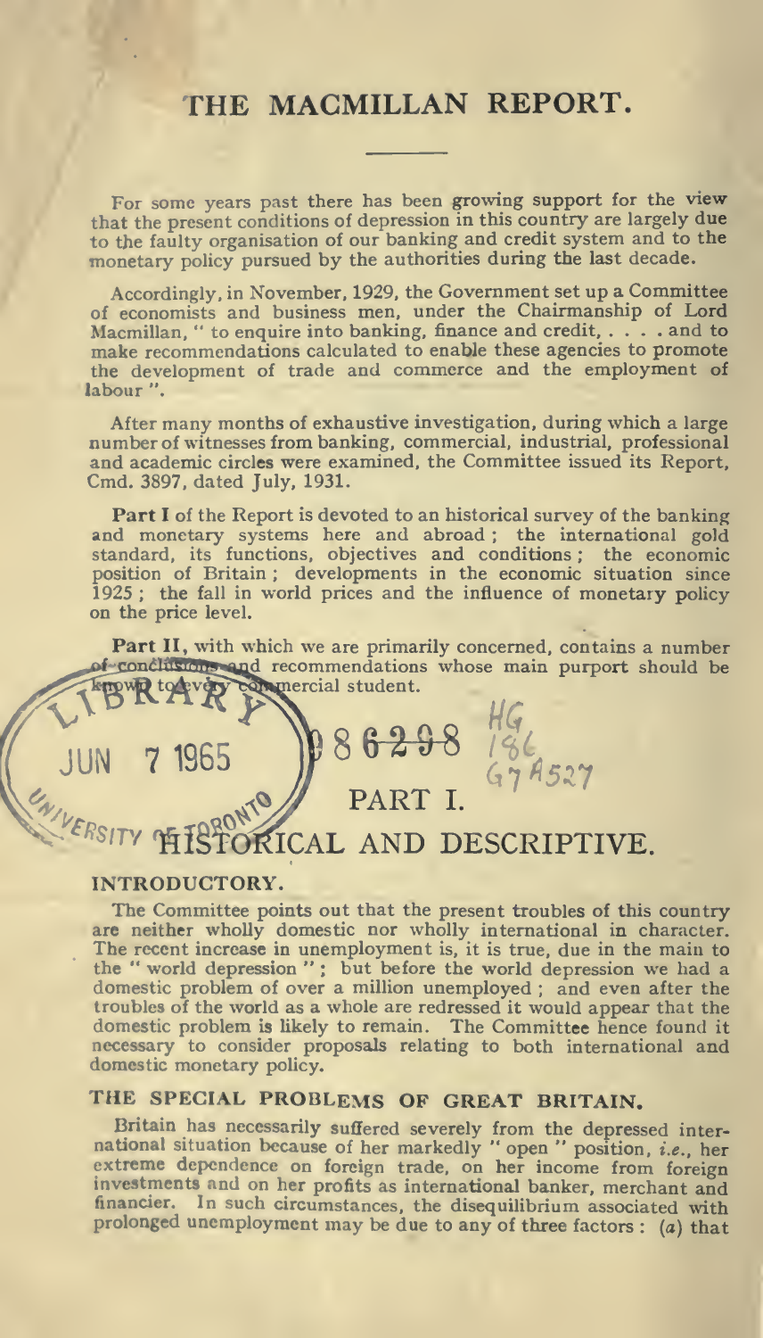# THE MACMILLAN REPORT.

For some years past there has been growing support for the view that the present conditions of depression in this country are largely due to the faulty organisation of our banking and credit system and to the monetary policy pursued by the authorities during the last decade.

Accordingly, in November, 1929, the Government set up a Committee of economists and business men, under the Chairmanship of Lord Macmillan, " to enquire into banking, finance and credit, . . . . and to make recommendations calculated to enable these agencies to promote the development of trade and commerce and the employment of labour ".

After many months of exhaustive investigation, during which a large number of witnesses from banking, commercial, industrial, professional and academic circles were examined, the Committee issued its Report, Cmd. 3897, dated July, 1931.

**Part I** of the Report is devoted to an historical survey of the banking and monetary systems here and abroad ; the international gold standard, its functions, objectives and conditions ; the economic position of Britain ; developments in the economic situation since 1925 ; the fall in world prices and the influence of monetary policy on the price level.

**Part II**, with which we are primarily concerned, contains a number of conclusions and recommendations whose main purport should be known to every commercial student.

## PART I.

## HISTORICAL AND DESCRIPTIVE.

### INTRODUCTORY.

The Committee points out that the present troubles of this country are neither wholly domestic nor wholly international in character. The recent increase in unemployment is, it is true, due in the main to the " world depression " ; but before the world depression we had a domestic problem of over a million unemployed ; and even after the troubles of the world as a whole are redressed it would appear that the domestic problem is likely to remain. The Committee hence found it necessary to consider proposals relating to both international and domestic monetary policy.

### THE SPECIAL PROBLEMS OF GREAT BRITAIN.

Britain has necessarily suffered severely from the depressed international situation because of her markedly " open " position, *i.e.*, her extreme dependence on foreign trade, on her income from foreign investments and on her profits as international banker, merchant and financier. In such circumstances, the disequilibrium associated with prolonged unemployment may be due to any of three factors : (*a*) that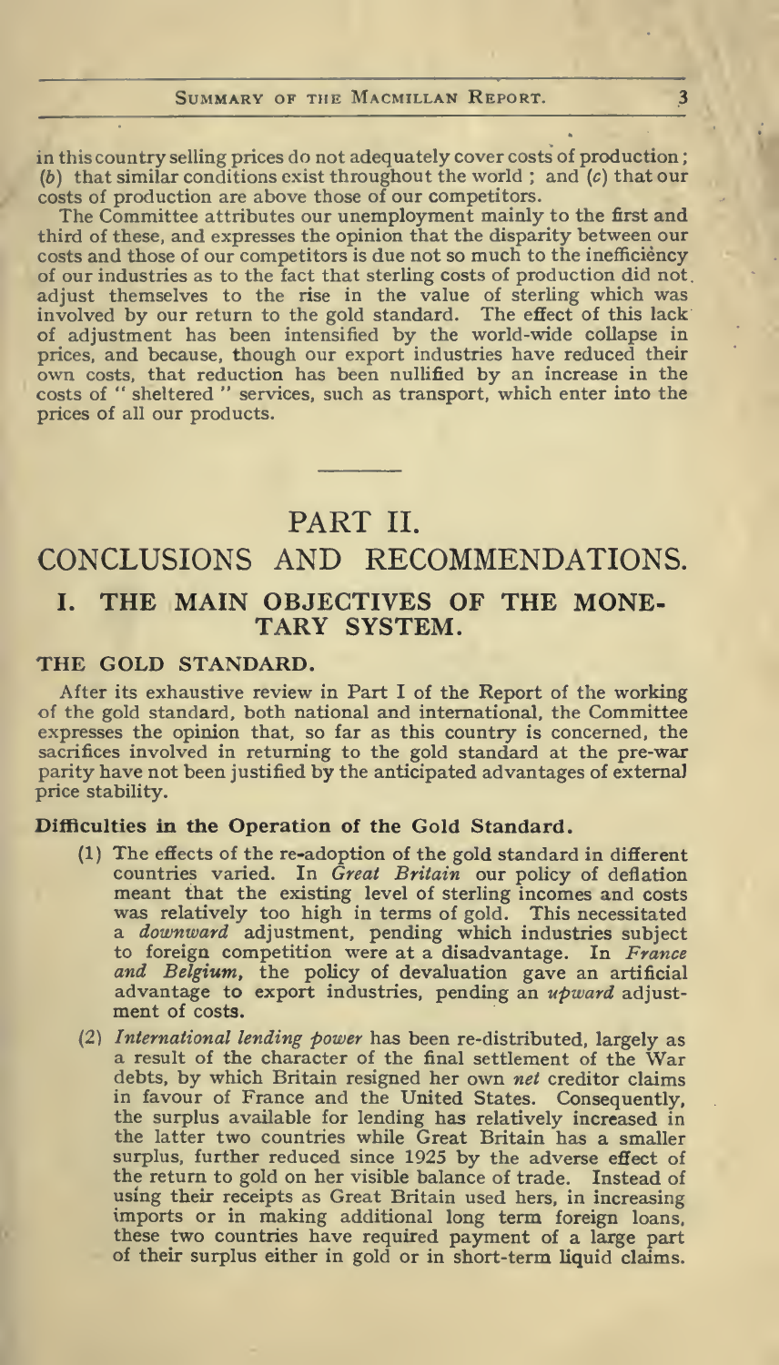in this country selling prices do not adequately cover costs of production; (*b*) that similar conditions exist throughout the world; and (*c*) that our costs of production are above those of our competitors.

The Committee attributes our unemployment mainly to the first and third of these, and expresses the opinion that the disparity between our costs and those of our competitors is due not so much to the inefficiency of our industries as to the fact that sterling costs of production did not adjust themselves to the rise in the value of sterling which was involved by our return to the gold standard. The effect of this lack of adjustment has been intensified by the world-wide collapse in prices, and because, though our export industries have reduced their own costs, that reduction has been nullified by an increase in the costs of "sheltered" services, such as transport, which enter into the prices of all our products.

# PART II.

# CONCLUSIONS AND RECOMMENDATIONS.

## I. THE MAIN OBJECTIVES OF THE MONETARY SYSTEM.

### THE GOLD STANDARD.

After its exhaustive review in Part I of the Report of the working of the gold standard, both national and international, the Committee expresses the opinion that, so far as this country is concerned, the sacrifices involved in returning to the gold standard at the pre-war parity have not been justified by the anticipated advantages of external price stability.

#### Difficulties in the Operation of the Gold Standard.

(1) The effects of the re-adoption of the gold standard in different countries varied. In *Great Britain* our policy of deflation meant that the existing level of sterling incomes and costs was relatively too high in terms of gold. This necessitated a *downward* adjustment, pending which industries subject to foreign competition were at a disadvantage. In *France and Belgium*, the policy of devaluation gave an artificial advantage to export industries, pending an *upward* adjustment of costs.

(2) *International lending power* has been re-distributed, largely as a result of the character of the final settlement of the War debts, by which Britain resigned her own *net* creditor claims in favour of France and the United States. Consequently, the surplus available for lending has relatively increased in the latter two countries while Great Britain has a smaller surplus, further reduced since 1925 by the adverse effect of the return to gold on her visible balance of trade. Instead of using their receipts as Great Britain used hers, in increasing imports or in making additional long term foreign loans, these two countries have required payment of a large part of their surplus either in gold or in short-term liquid claims.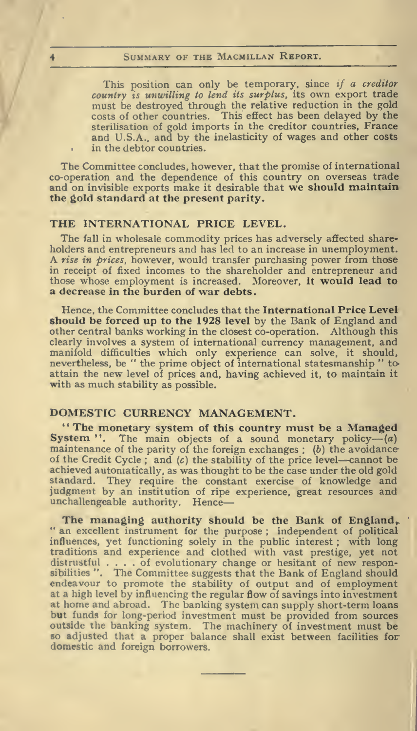> This position can only be temporary, since *if a creditor country is unwilling to lend its surplus*, its own export trade must be destroyed through the relative reduction in the gold costs of other countries. This effect has been delayed by the sterilisation of gold imports in the creditor countries, France and U.S.A., and by the inelasticity of wages and other costs in the debtor countries.

The Committee concludes, however, that the promise of international co-operation and the dependence of this country on overseas trade and on invisible exports make it desirable that **we should maintain the gold standard at the present parity.**

## THE INTERNATIONAL PRICE LEVEL.

The fall in wholesale commodity prices has adversely affected shareholders and entrepreneurs and has led to an increase in unemployment. A *rise in prices*, however, would transfer purchasing power from those in receipt of fixed incomes to the shareholder and entrepreneur and those whose employment is increased. Moreover, **it would lead to a decrease in the burden of war debts.**

Hence, the Committee concludes that the **International Price Level should be forced up to the 1928 level** by the Bank of England and other central banks working in the closest co-operation. Although this clearly involves a system of international currency management, and manifold difficulties which only experience can solve, it should, nevertheless, be " the prime object of international statesmanship " to attain the new level of prices and, having achieved it, to maintain it with as much stability as possible.

## DOMESTIC CURRENCY MANAGEMENT.

**" The monetary system of this country must be a Managed System ".** The main objects of a sound monetary policy—(*a*) maintenance of the parity of the foreign exchanges ; (*b*) the avoidance of the Credit Cycle ; and (*c*) the stability of the price level—cannot be achieved automatically, as was thought to be the case under the old gold standard. They require the constant exercise of knowledge and judgment by an institution of ripe experience, great resources and unchallengeable authority. Hence—

**The managing authority should be the Bank of England,** " an excellent instrument for the purpose ; independent of political influences, yet functioning solely in the public interest ; with long traditions and experience and clothed with vast prestige, yet not distrustful . . . . of evolutionary change or hesitant of new responsibilities ". The Committee suggests that the Bank of England should endeavour to promote the stability of output and of employment at a high level by influencing the regular flow of savings into investment at home and abroad. The banking system can supply short-term loans but funds for long-period investment must be provided from sources outside the banking system. The machinery of investment must be so adjusted that a proper balance shall exist between facilities for domestic and foreign borrowers.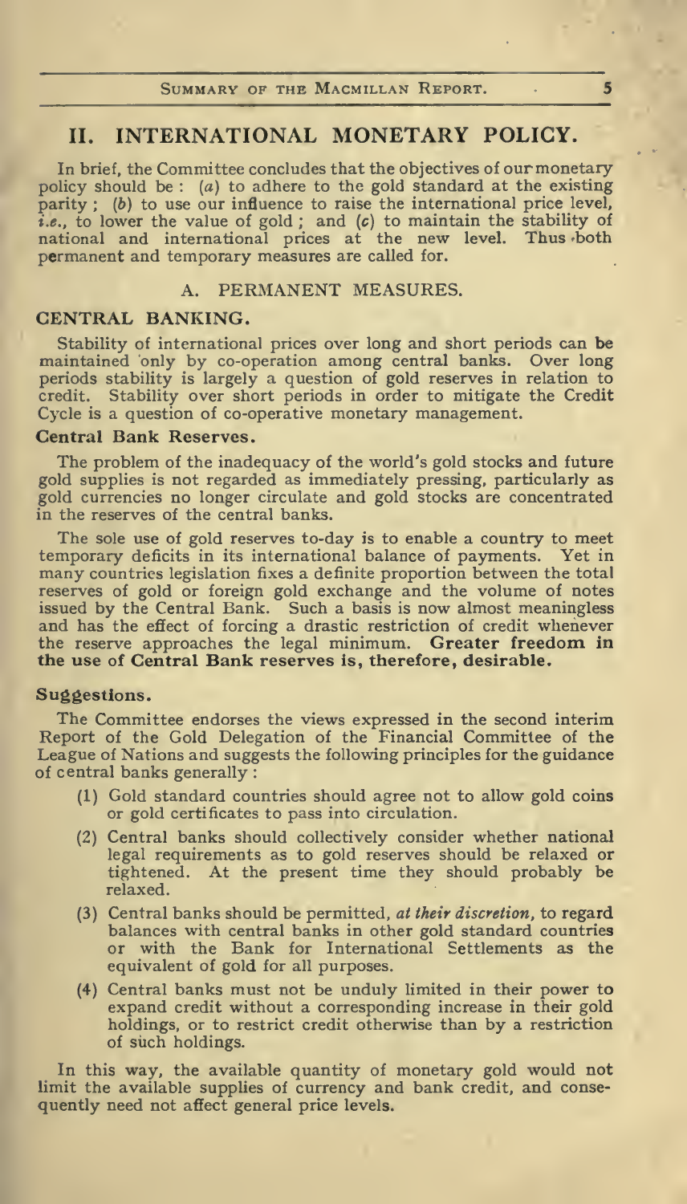## II. INTERNATIONAL MONETARY POLICY.

In brief, the Committee concludes that the objectives of our monetary policy should be: (*a*) to adhere to the gold standard at the existing parity; (*b*) to use our influence to raise the international price level, *i.e.*, to lower the value of gold; and (*c*) to maintain the stability of national and international prices at the new level. Thus both permanent and temporary measures are called for.

### A. PERMANENT MEASURES.

#### CENTRAL BANKING.

Stability of international prices over long and short periods can be maintained only by co-operation among central banks. Over long periods stability is largely a question of gold reserves in relation to credit. Stability over short periods in order to mitigate the Credit Cycle is a question of co-operative monetary management.

#### Central Bank Reserves.

The problem of the inadequacy of the world's gold stocks and future gold supplies is not regarded as immediately pressing, particularly as gold currencies no longer circulate and gold stocks are concentrated in the reserves of the central banks.

The sole use of gold reserves to-day is to enable a country to meet temporary deficits in its international balance of payments. Yet in many countries legislation fixes a definite proportion between the total reserves of gold or foreign gold exchange and the volume of notes issued by the Central Bank. Such a basis is now almost meaningless and has the effect of forcing a drastic restriction of credit whenever the reserve approaches the legal minimum. **Greater freedom in the use of Central Bank reserves is, therefore, desirable.**

#### Suggestions.

The Committee endorses the views expressed in the second interim Report of the Gold Delegation of the Financial Committee of the League of Nations and suggests the following principles for the guidance of central banks generally:

(1) Gold standard countries should agree not to allow gold coins or gold certificates to pass into circulation.

(2) Central banks should collectively consider whether national legal requirements as to gold reserves should be relaxed or tightened. At the present time they should probably be relaxed.

(3) Central banks should be permitted, *at their discretion*, to regard balances with central banks in other gold standard countries or with the Bank for International Settlements as the equivalent of gold for all purposes.

(4) Central banks must not be unduly limited in their power to expand credit without a corresponding increase in their gold holdings, or to restrict credit otherwise than by a restriction of such holdings.

In this way, the available quantity of monetary gold would not limit the available supplies of currency and bank credit, and consequently need not affect general price levels.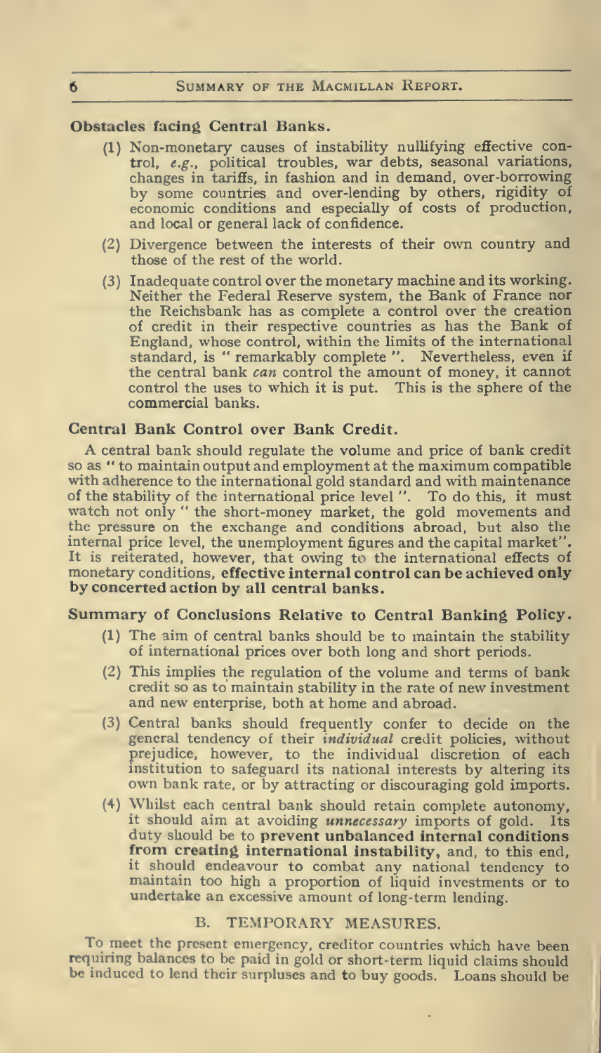### Obstacles facing Central Banks.

(1) Non-monetary causes of instability nullifying effective control, *e.g.*, political troubles, war debts, seasonal variations, changes in tariffs, in fashion and in demand, over-borrowing by some countries and over-lending by others, rigidity of economic conditions and especially of costs of production, and local or general lack of confidence.

(2) Divergence between the interests of their own country and those of the rest of the world.

(3) Inadequate control over the monetary machine and its working. Neither the Federal Reserve system, the Bank of France nor the Reichsbank has as complete a control over the creation of credit in their respective countries as has the Bank of England, whose control, within the limits of the international standard, is " remarkably complete ". Nevertheless, even if the central bank *can* control the amount of money, it cannot control the uses to which it is put. This is the sphere of the commercial banks.

### Central Bank Control over Bank Credit.

A central bank should regulate the volume and price of bank credit so as " to maintain output and employment at the maximum compatible with adherence to the international gold standard and with maintenance of the stability of the international price level ". To do this, it must watch not only " the short-money market, the gold movements and the pressure on the exchange and conditions abroad, but also the internal price level, the unemployment figures and the capital market". It is reiterated, however, that owing to the international effects of monetary conditions, **effective internal control can be achieved only by concerted action by all central banks.**

### Summary of Conclusions Relative to Central Banking Policy.

(1) The aim of central banks should be to maintain the stability of international prices over both long and short periods.

(2) This implies the regulation of the volume and terms of bank credit so as to maintain stability in the rate of new investment and new enterprise, both at home and abroad.

(3) Central banks should frequently confer to decide on the general tendency of their *individual* credit policies, without prejudice, however, to the individual discretion of each institution to safeguard its national interests by altering its own bank rate, or by attracting or discouraging gold imports.

(4) Whilst each central bank should retain complete autonomy, it should aim at avoiding *unnecessary* imports of gold. Its duty should be to **prevent unbalanced internal conditions from creating international instability**, and, to this end, it should endeavour to combat any national tendency to maintain too high a proportion of liquid investments or to undertake an excessive amount of long-term lending.

## B. TEMPORARY MEASURES.

To meet the present emergency, creditor countries which have been requiring balances to be paid in gold or short-term liquid claims should be induced to lend their surpluses and to buy goods. Loans should be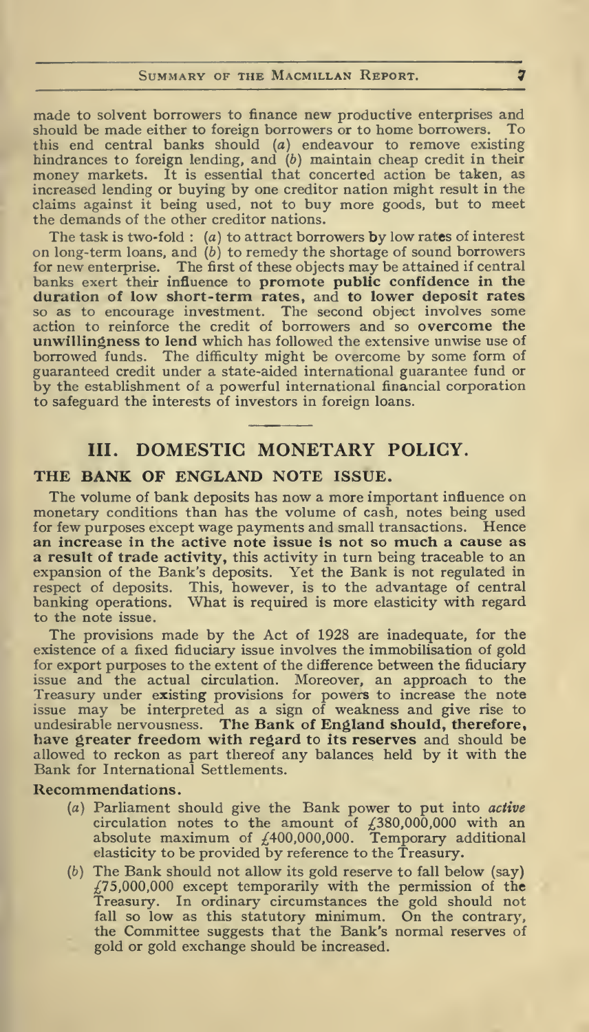made to solvent borrowers to finance new productive enterprises and should be made either to foreign borrowers or to home borrowers. To this end central banks should (*a*) endeavour to remove existing hindrances to foreign lending, and (*b*) maintain cheap credit in their money markets. It is essential that concerted action be taken, as increased lending or buying by one creditor nation might result in the claims against it being used, not to buy more goods, but to meet the demands of the other creditor nations.

The task is two-fold: (*a*) to attract borrowers by low rates of interest on long-term loans, and (*b*) to remedy the shortage of sound borrowers for new enterprise. The first of these objects may be attained if central banks exert their influence to **promote public confidence in the duration of low short-term rates,** and **to lower deposit rates** so as to encourage investment. The second object involves some action to reinforce the credit of borrowers and so **overcome the unwillingness to lend** which has followed the extensive unwise use of borrowed funds. The difficulty might be overcome by some form of guaranteed credit under a state-aided international guarantee fund or by the establishment of a powerful international financial corporation to safeguard the interests of investors in foreign loans.

## III. DOMESTIC MONETARY POLICY.

### THE BANK OF ENGLAND NOTE ISSUE.

The volume of bank deposits has now a more important influence on monetary conditions than has the volume of cash, notes being used for few purposes except wage payments and small transactions. Hence **an increase in the active note issue is not so much a cause as a result of trade activity,** this activity in turn being traceable to an expansion of the Bank's deposits. Yet the Bank is not regulated in respect of deposits. This, however, is to the advantage of central banking operations. What is required is more elasticity with regard to the note issue.

The provisions made by the Act of 1928 are inadequate, for the existence of a fixed fiduciary issue involves the immobilisation of gold for export purposes to the extent of the difference between the fiduciary issue and the actual circulation. Moreover, an approach to the Treasury under existing provisions for powers to increase the note issue may be interpreted as a sign of weakness and give rise to undesirable nervousness. **The Bank of England should, therefore, have greater freedom with regard to its reserves** and should be allowed to reckon as part thereof any balances held by it with the Bank for International Settlements.

**Recommendations.**

(*a*) Parliament should give the Bank power to put into *active* circulation notes to the amount of £380,000,000 with an absolute maximum of £400,000,000. Temporary additional elasticity to be provided by reference to the Treasury.

(*b*) The Bank should not allow its gold reserve to fall below (say) £75,000,000 except temporarily with the permission of the Treasury. In ordinary circumstances the gold should not fall so low as this statutory minimum. On the contrary, the Committee suggests that the Bank's normal reserves of gold or gold exchange should be increased.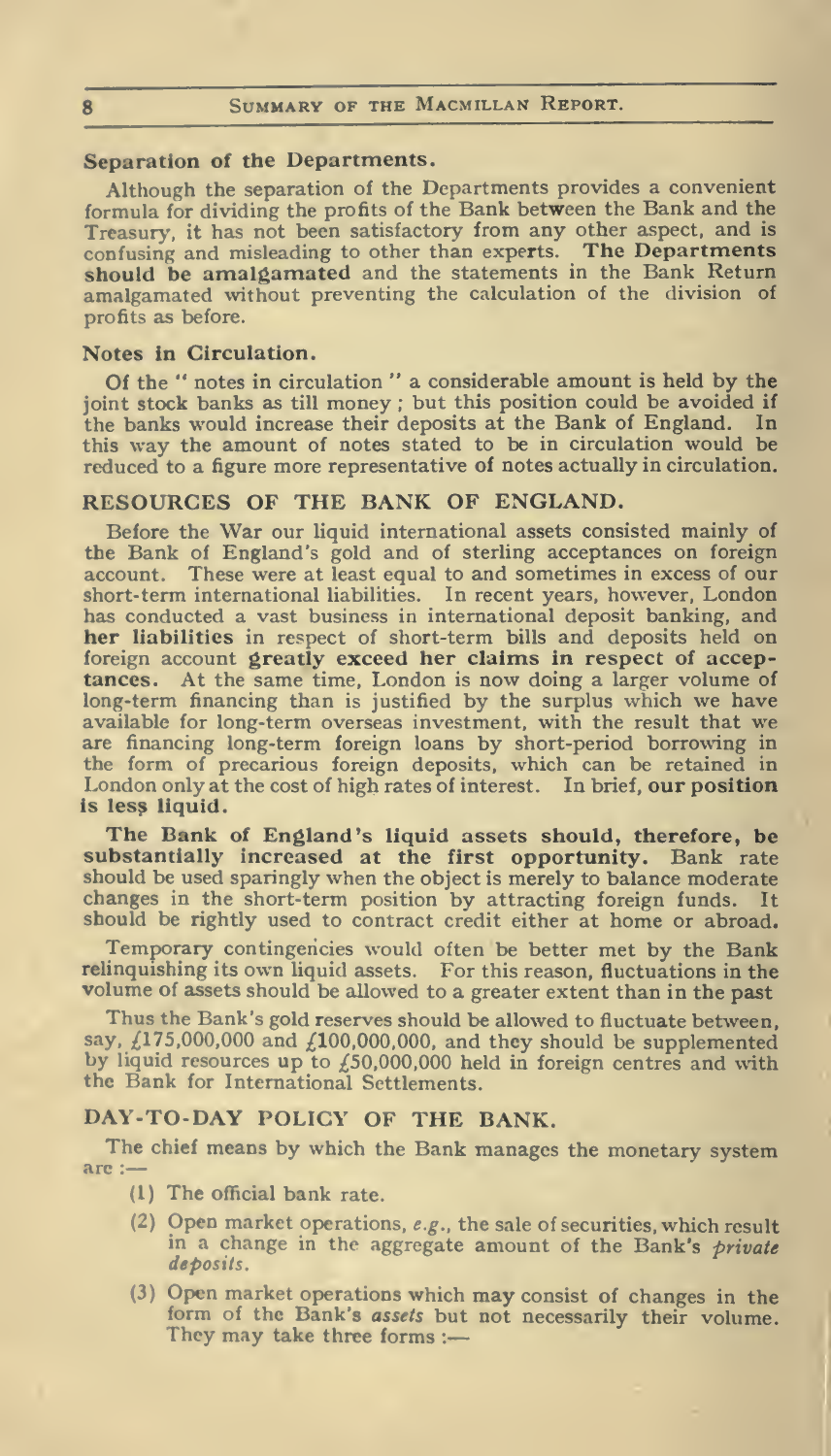### Separation of the Departments.

Although the separation of the Departments provides a convenient formula for dividing the profits of the Bank between the Bank and the Treasury, it has not been satisfactory from any other aspect, and is confusing and misleading to other than experts. **The Departments should be amalgamated** and the statements in the Bank Return amalgamated without preventing the calculation of the division of profits as before.

### Notes in Circulation.

Of the "notes in circulation" a considerable amount is held by the joint stock banks as till money; but this position could be avoided if the banks would increase their deposits at the Bank of England. In this way the amount of notes stated to be in circulation would be reduced to a figure more representative of notes actually in circulation.

## RESOURCES OF THE BANK OF ENGLAND.

Before the War our liquid international assets consisted mainly of the Bank of England's gold and of sterling acceptances on foreign account. These were at least equal to and sometimes in excess of our short-term international liabilities. In recent years, however, London has conducted a vast business in international deposit banking, and **her liabilities** in respect of short-term bills and deposits held on foreign account **greatly exceed her claims in respect of acceptances.** At the same time, London is now doing a larger volume of long-term financing than is justified by the surplus which we have available for long-term overseas investment, with the result that we are financing long-term foreign loans by short-period borrowing in the form of precarious foreign deposits, which can be retained in London only at the cost of high rates of interest. In brief, **our position is less liquid.**

**The Bank of England's liquid assets should, therefore, be substantially increased at the first opportunity.** Bank rate should be used sparingly when the object is merely to balance moderate changes in the short-term position by attracting foreign funds. It should be rightly used to contract credit either at home or abroad.

Temporary contingencies would often be better met by the Bank relinquishing its own liquid assets. For this reason, fluctuations in the volume of assets should be allowed to a greater extent than in the past

Thus the Bank's gold reserves should be allowed to fluctuate between, say, £175,000,000 and £100,000,000, and they should be supplemented by liquid resources up to £50,000,000 held in foreign centres and with the Bank for International Settlements.

## DAY-TO-DAY POLICY OF THE BANK.

The chief means by which the Bank manages the monetary system are :—

(1) The official bank rate.

(2) Open market operations, *e.g.*, the sale of securities, which result in a change in the aggregate amount of the Bank's *private deposits.*

(3) Open market operations which may consist of changes in the form of the Bank's *assets* but not necessarily their volume. They may take three forms :—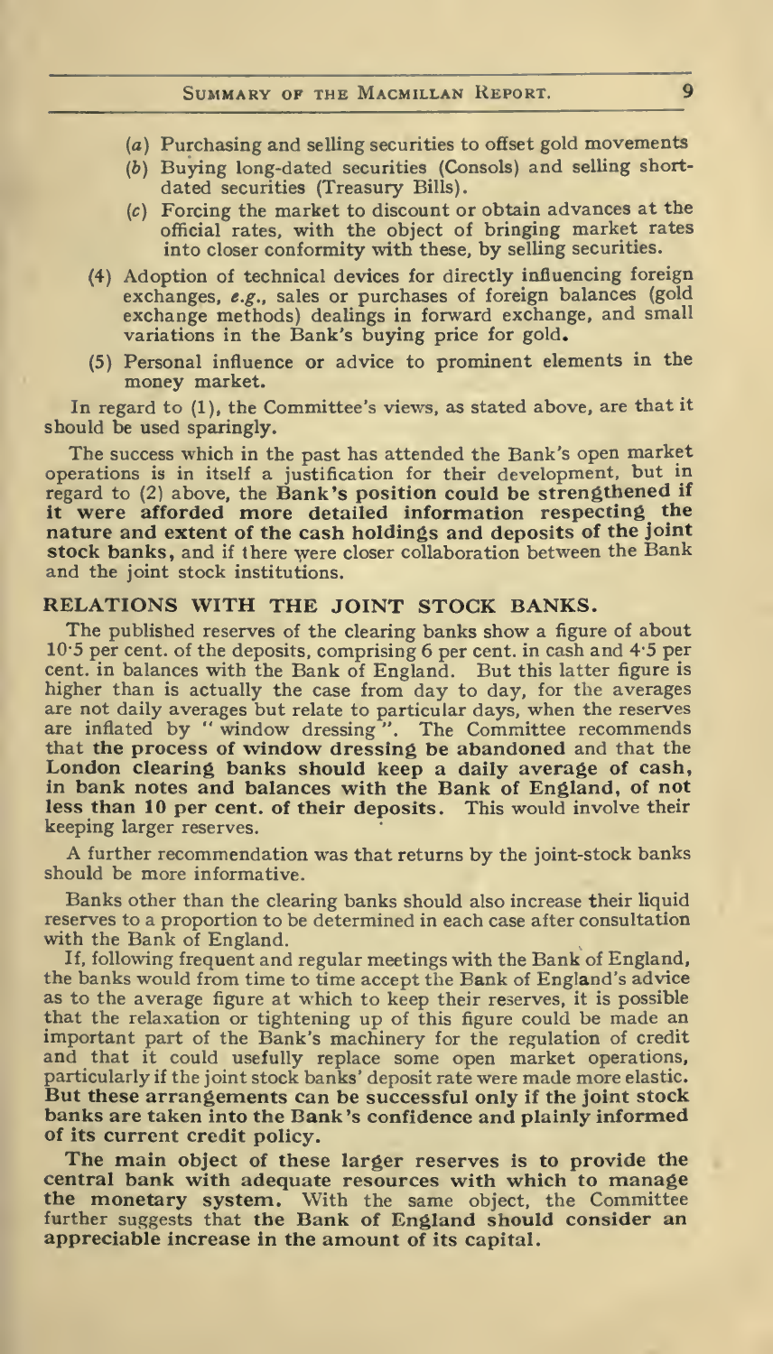(a) Purchasing and selling securities to offset gold movements
(b) Buying long-dated securities (Consols) and selling short-dated securities (Treasury Bills).
(c) Forcing the market to discount or obtain advances at the official rates, with the object of bringing market rates into closer conformity with these, by selling securities.

(4) Adoption of technical devices for directly influencing foreign exchanges, *e.g.*, sales or purchases of foreign balances (gold exchange methods) dealings in forward exchange, and small variations in the Bank's buying price for gold.

(5) Personal influence or advice to prominent elements in the money market.

In regard to (1), the Committee's views, as stated above, are that it should be used sparingly.

The success which in the past has attended the Bank's open market operations is in itself a justification for their development, but in regard to (2) above, the **Bank's position could be strengthened if it were afforded more detailed information respecting the nature and extent of the cash holdings and deposits of the joint stock banks**, and if there were closer collaboration between the Bank and the joint stock institutions.

## RELATIONS WITH THE JOINT STOCK BANKS.

The published reserves of the clearing banks show a figure of about 10·5 per cent. of the deposits, comprising 6 per cent. in cash and 4·5 per cent. in balances with the Bank of England. But this latter figure is higher than is actually the case from day to day, for the averages are not daily averages but relate to particular days, when the reserves are inflated by "window dressing". The Committee recommends that **the process of window dressing be abandoned** and that the **London clearing banks should keep a daily average of cash, in bank notes and balances with the Bank of England, of not less than 10 per cent. of their deposits**. This would involve their keeping larger reserves.

A further recommendation was that returns by the joint-stock banks should be more informative.

Banks other than the clearing banks should also increase their liquid reserves to a proportion to be determined in each case after consultation with the Bank of England.

If, following frequent and regular meetings with the Bank of England, the banks would from time to time accept the Bank of England's advice as to the average figure at which to keep their reserves, it is possible that the relaxation or tightening up of this figure could be made an important part of the Bank's machinery for the regulation of credit and that it could usefully replace some open market operations, particularly if the joint stock banks' deposit rate were made more elastic. **But these arrangements can be successful only if the joint stock banks are taken into the Bank's confidence and plainly informed of its current credit policy.**

**The main object of these larger reserves is to provide the central bank with adequate resources with which to manage the monetary system.** With the same object, the Committee further suggests that **the Bank of England should consider an appreciable increase in the amount of its capital.**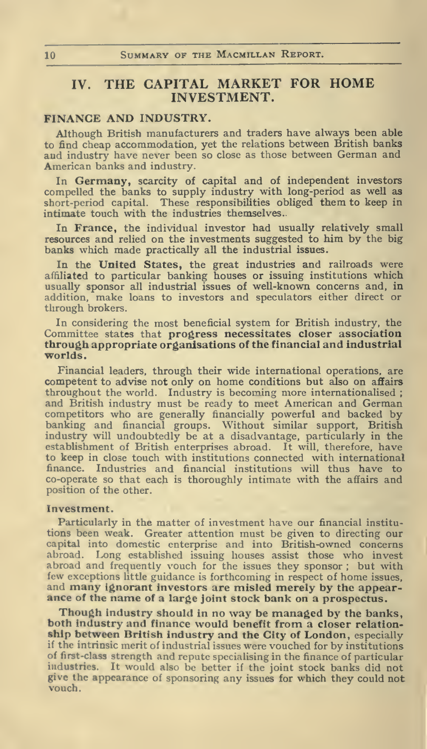## IV. THE CAPITAL MARKET FOR HOME INVESTMENT.

### FINANCE AND INDUSTRY.

Although British manufacturers and traders have always been able to find cheap accommodation, yet the relations between British banks and industry have never been so close as those between German and American banks and industry.

In **Germany**, scarcity of capital and of independent investors compelled the banks to supply industry with long-period as well as short-period capital. These responsibilities obliged them to keep in intimate touch with the industries themselves..

In **France**, the individual investor had usually relatively small resources and relied on the investments suggested to him by the big banks which made practically all the industrial issues.

In the **United States**, the great industries and railroads were affiliated to particular banking houses or issuing institutions which usually sponsor all industrial issues of well-known concerns and, in addition, make loans to investors and speculators either direct or through brokers.

In considering the most beneficial system for British industry, the Committee states that **progress necessitates closer association through appropriate organisations of the financial and industrial worlds.**

Financial leaders, through their wide international operations, are competent to advise not only on home conditions but also on affairs throughout the world. Industry is becoming more internationalised; and British industry must be ready to meet American and German competitors who are generally financially powerful and backed by banking and financial groups. Without similar support, British industry will undoubtedly be at a disadvantage, particularly in the establishment of British enterprises abroad. It will, therefore, have to keep in close touch with institutions connected with international finance. Industries and financial institutions will thus have to co-operate so that each is thoroughly intimate with the affairs and position of the other.

#### Investment.

Particularly in the matter of investment have our financial institutions been weak. Greater attention must be given to directing our capital into domestic enterprise and into British-owned concerns abroad. Long established issuing houses assist those who invest abroad and frequently vouch for the issues they sponsor; but with few exceptions little guidance is forthcoming in respect of home issues, and **many ignorant investors are misled merely by the appearance of the name of a large joint stock bank on a prospectus.**

**Though industry should in no way be managed by the banks, both industry and finance would benefit from a closer relationship between British industry and the City of London,** especially if the intrinsic merit of industrial issues were vouched for by institutions of first-class strength and repute specialising in the finance of particular industries. It would also be better if the joint stock banks did not give the appearance of sponsoring any issues for which they could not vouch.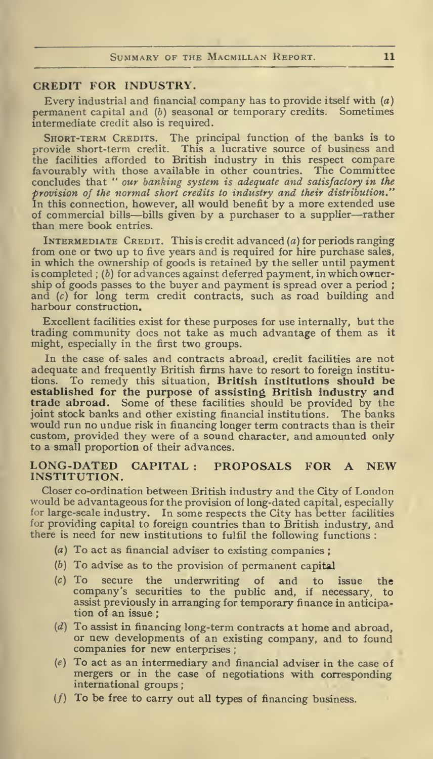## CREDIT FOR INDUSTRY.

Every industrial and financial company has to provide itself with (*a*) permanent capital and (*b*) seasonal or temporary credits. Sometimes intermediate credit also is required.

SHORT-TERM CREDITS. The principal function of the banks is to provide short-term credit. This a lucrative source of business and the facilities afforded to British industry in this respect compare favourably with those available in other countries. The Committee concludes that "*our banking system is adequate and satisfactory in the provision of the normal short credits to industry and their distribution.*" In this connection, however, all would benefit by a more extended use of commercial bills—bills given by a purchaser to a supplier—rather than mere book entries.

INTERMEDIATE CREDIT. This is credit advanced (*a*) for periods ranging from one or two up to five years and is required for hire purchase sales, in which the ownership of goods is retained by the seller until payment is completed ; (*b*) for advances against deferred payment, in which ownership of goods passes to the buyer and payment is spread over a period ; and (*c*) for long term credit contracts, such as road building and harbour construction.

Excellent facilities exist for these purposes for use internally, but the trading community does not take as much advantage of them as it might, especially in the first two groups.

In the case of sales and contracts abroad, credit facilities are not adequate and frequently British firms have to resort to foreign institutions. To remedy this situation, **British institutions should be established for the purpose of assisting British industry and trade abroad.** Some of these facilities should be provided by the joint stock banks and other existing financial institutions. The banks would run no undue risk in financing longer term contracts than is their custom, provided they were of a sound character, and amounted only to a small proportion of their advances.

## LONG-DATED CAPITAL : PROPOSALS FOR A NEW INSTITUTION.

Closer co-ordination between British industry and the City of London would be advantageous for the provision of long-dated capital, especially for large-scale industry. In some respects the City has better facilities for providing capital to foreign countries than to British industry, and there is need for new institutions to fulfil the following functions :

(*a*) To act as financial adviser to existing companies ;

(*b*) To advise as to the provision of permanent capital

(*c*) To secure the underwriting of and to issue the company's securities to the public and, if necessary, to assist previously in arranging for temporary finance in anticipation of an issue ;

(*d*) To assist in financing long-term contracts at home and abroad, or new developments of an existing company, and to found companies for new enterprises ;

(*e*) To act as an intermediary and financial adviser in the case of mergers or in the case of negotiations with corresponding international groups ;

(*f*) To be free to carry out all types of financing business.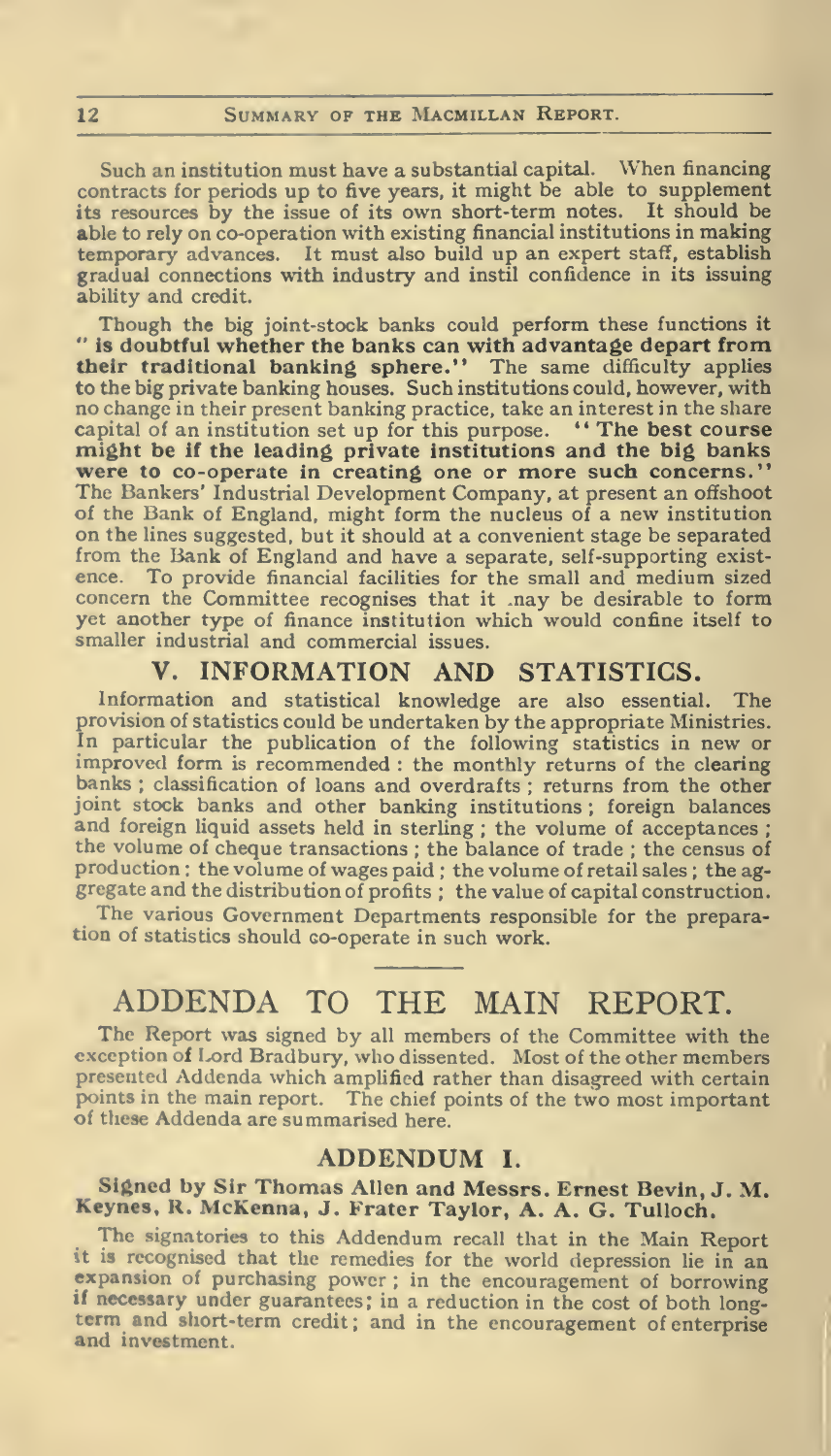Such an institution must have a substantial capital. When financing contracts for periods up to five years, it might be able to supplement its resources by the issue of its own short-term notes. It should be able to rely on co-operation with existing financial institutions in making temporary advances. It must also build up an expert staff, establish gradual connections with industry and instil confidence in its issuing ability and credit.

Though the big joint-stock banks could perform these functions it **"is doubtful whether the banks can with advantage depart from their traditional banking sphere."** The same difficulty applies to the big private banking houses. Such institutions could, however, with no change in their present banking practice, take an interest in the share capital of an institution set up for this purpose. **"The best course might be if the leading private institutions and the big banks were to co-operate in creating one or more such concerns."** The Bankers' Industrial Development Company, at present an offshoot of the Bank of England, might form the nucleus of a new institution on the lines suggested, but it should at a convenient stage be separated from the Bank of England and have a separate, self-supporting existence. To provide financial facilities for the small and medium sized concern the Committee recognises that it may be desirable to form yet another type of finance institution which would confine itself to smaller industrial and commercial issues.

## V. INFORMATION AND STATISTICS.

Information and statistical knowledge are also essential. The provision of statistics could be undertaken by the appropriate Ministries. In particular the publication of the following statistics in new or improved form is recommended: the monthly returns of the clearing banks; classification of loans and overdrafts; returns from the other joint stock banks and other banking institutions; foreign balances and foreign liquid assets held in sterling; the volume of acceptances; the volume of cheque transactions; the balance of trade; the census of production; the volume of wages paid; the volume of retail sales; the aggregate and the distribution of profits; the value of capital construction.

The various Government Departments responsible for the preparation of statistics should co-operate in such work.

# ADDENDA TO THE MAIN REPORT.

The Report was signed by all members of the Committee with the exception of Lord Bradbury, who dissented. Most of the other members presented Addenda which amplified rather than disagreed with certain points in the main report. The chief points of the two most important of these Addenda are summarised here.

## ADDENDUM I.

### Signed by Sir Thomas Allen and Messrs. Ernest Bevin, J. M. Keynes, R. McKenna, J. Frater Taylor, A. A. G. Tulloch.

The signatories to this Addendum recall that in the Main Report it is recognised that the remedies for the world depression lie in an expansion of purchasing power; in the encouragement of borrowing if necessary under guarantees; in a reduction in the cost of both long-term and short-term credit; and in the encouragement of enterprise and investment.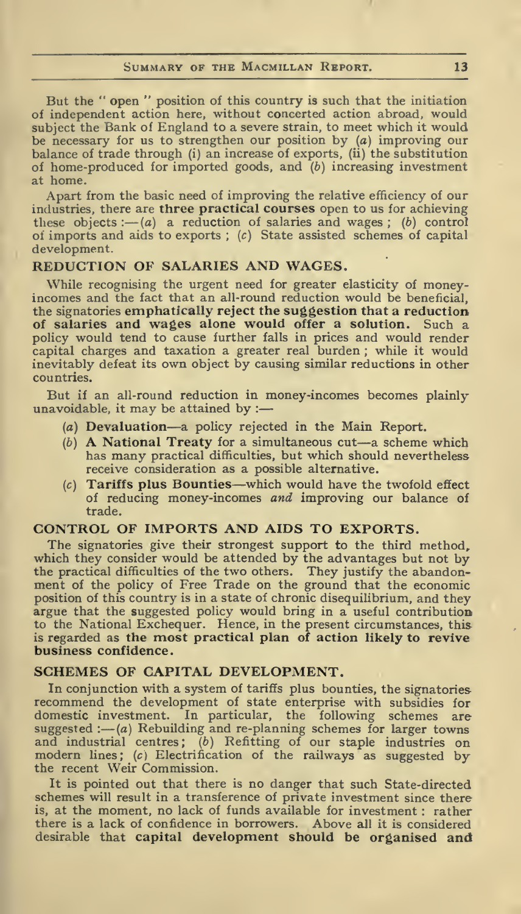But the " open " position of this country is such that the initiation of independent action here, without concerted action abroad, would subject the Bank of England to a severe strain, to meet which it would be necessary for us to strengthen our position by (*a*) improving our balance of trade through (i) an increase of exports, (ii) the substitution of home-produced for imported goods, and (*b*) increasing investment at home.

Apart from the basic need of improving the relative efficiency of our industries, there are **three practical courses** open to us for achieving these objects :—(*a*) a reduction of salaries and wages ; (*b*) control of imports and aids to exports ; (*c*) State assisted schemes of capital development.

## REDUCTION OF SALARIES AND WAGES.

While recognising the urgent need for greater elasticity of money-incomes and the fact that an all-round reduction would be beneficial, the signatories **emphatically reject the suggestion that a reduction of salaries and wages alone would offer a solution.** Such a policy would tend to cause further falls in prices and would render capital charges and taxation a greater real burden ; while it would inevitably defeat its own object by causing similar reductions in other countries.

But if an all-round reduction in money-incomes becomes plainly unavoidable, it may be attained by :—

- (*a*) **Devaluation**—a policy rejected in the Main Report.
- (*b*) **A National Treaty** for a simultaneous cut—a scheme which has many practical difficulties, but which should nevertheless receive consideration as a possible alternative.
- (*c*) **Tariffs plus Bounties**—which would have the twofold effect of reducing money-incomes *and* improving our balance of trade.

## CONTROL OF IMPORTS AND AIDS TO EXPORTS.

The signatories give their strongest support to the third method, which they consider would be attended by the advantages but not by the practical difficulties of the two others. They justify the abandonment of the policy of Free Trade on the ground that the economic position of this country is in a state of chronic disequilibrium, and they argue that the suggested policy would bring in a useful contribution to the National Exchequer. Hence, in the present circumstances, this is regarded as **the most practical plan of action likely to revive business confidence.**

## SCHEMES OF CAPITAL DEVELOPMENT.

In conjunction with a system of tariffs plus bounties, the signatories recommend the development of state enterprise with subsidies for domestic investment. In particular, the following schemes are suggested :—(*a*) Rebuilding and re-planning schemes for larger towns and industrial centres ; (*b*) Refitting of our staple industries on modern lines ; (*c*) Electrification of the railways as suggested by the recent Weir Commission.

It is pointed out that there is no danger that such State-directed schemes will result in a transference of private investment since there is, at the moment, no lack of funds available for investment : rather there is a lack of confidence in borrowers. Above all it is considered desirable that **capital development should be organised and**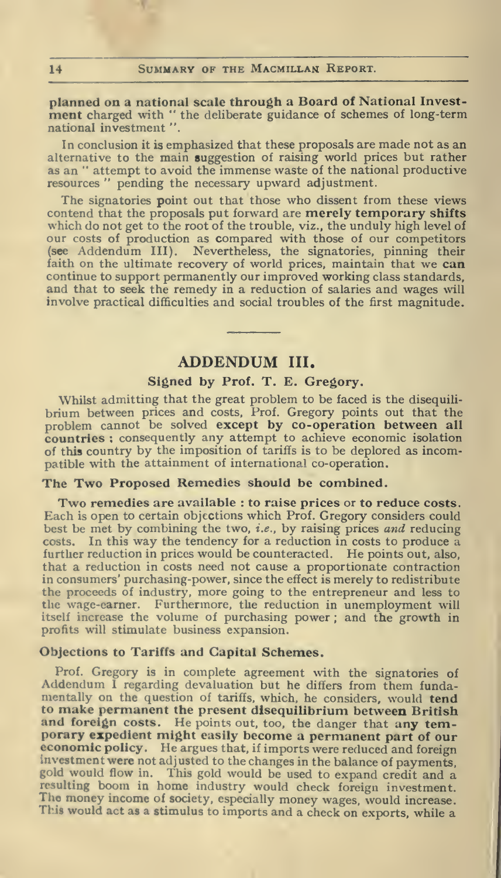planned on a national scale through a **Board of National Investment** charged with " the deliberate guidance of schemes of long-term national investment ".

In conclusion it is emphasized that these proposals are made not as an alternative to the main suggestion of raising world prices but rather as an " attempt to avoid the immense waste of the national productive resources " pending the necessary upward adjustment.

The signatories point out that those who dissent from these views contend that the proposals put forward are **merely temporary shifts** which do not get to the root of the trouble, viz., the unduly high level of our costs of production as compared with those of our competitors (see Addendum III). Nevertheless, the signatories, pinning their faith on the ultimate recovery of world prices, maintain that we **can** continue to support permanently our improved working class standards, and that to seek the remedy in a reduction of salaries and wages will involve practical difficulties and social troubles of the first magnitude.

## ADDENDUM III.

### Signed by Prof. T. E. Gregory.

Whilst admitting that the great problem to be faced is the disequilibrium between prices and costs, Prof. Gregory points out that the problem cannot be solved **except by co-operation between all countries** ; consequently any attempt to achieve economic isolation of this country by the imposition of tariffs is to be deplored as incompatible with the attainment of international co-operation.

#### The Two Proposed Remedies should be combined.

**Two remedies are available : to raise prices** or **to reduce costs.** Each is open to certain objections which Prof. Gregory considers could best be met by combining the two, *i.e.*, by raising prices *and* reducing costs. In this way the tendency for a reduction in costs to produce a further reduction in prices would be counteracted. He points out, also, that a reduction in costs need not cause a proportionate contraction in consumers' purchasing-power, since the effect is merely to redistribute the proceeds of industry, more going to the entrepreneur and less to the wage-earner. Furthermore, the reduction in unemployment will itself increase the volume of purchasing power ; and the growth in profits will stimulate business expansion.

#### Objections to Tariffs and Capital Schemes.

Prof. Gregory is in complete agreement with the signatories of Addendum I regarding devaluation but he differs from them fundamentally on the question of tariffs, which, he considers, would **tend to make permanent the present disequilibrium between British and foreign costs.** He points out, too, the danger that **any temporary expedient might easily become a permanent part of our economic policy.** He argues that, if imports were reduced and foreign investment were not adjusted to the changes in the balance of payments, gold would flow in. This gold would be used to expand credit and a resulting boom in home industry would check foreign investment. The money income of society, especially money wages, would increase. This would act as a stimulus to imports and a check on exports, while a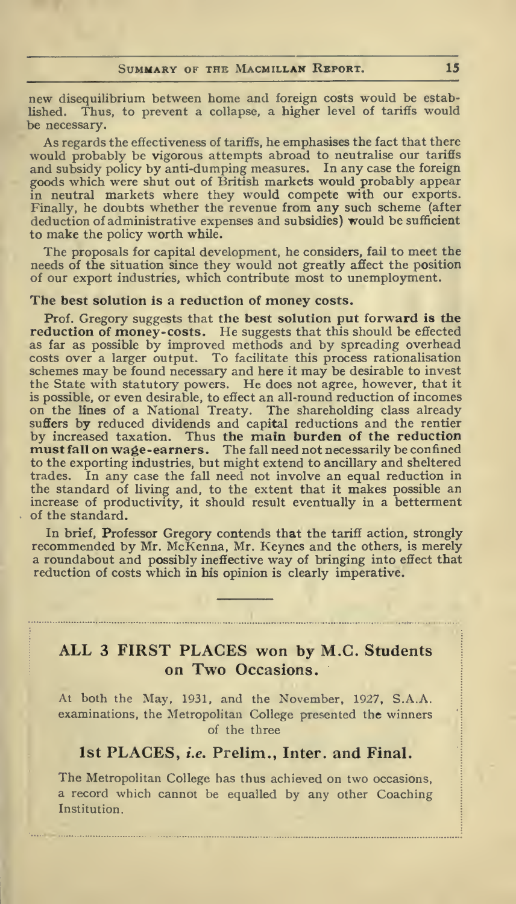new disequilibrium between home and foreign costs would be established. Thus, to prevent a collapse, a higher level of tariffs would be necessary.

As regards the effectiveness of tariffs, he emphasises the fact that there would probably be vigorous attempts abroad to neutralise our tariffs and subsidy policy by anti-dumping measures. In any case the foreign goods which were shut out of British markets would probably appear in neutral markets where they would compete with our exports. Finally, he doubts whether the revenue from any such scheme (after deduction of administrative expenses and subsidies) would be sufficient to make the policy worth while.

The proposals for capital development, he considers, fail to meet the needs of the situation since they would not greatly affect the position of our export industries, which contribute most to unemployment.

**The best solution is a reduction of money costs.**

Prof. Gregory suggests that **the best solution put forward is the reduction of money-costs.** He suggests that this should be effected as far as possible by improved methods and by spreading overhead costs over a larger output. To facilitate this process rationalisation schemes may be found necessary and here it may be desirable to invest the State with statutory powers. He does not agree, however, that it is possible, or even desirable, to effect an all-round reduction of incomes on the lines of a National Treaty. The shareholding class already suffers by reduced dividends and capital reductions and the rentier by increased taxation. Thus **the main burden of the reduction must fall on wage-earners.** The fall need not necessarily be confined to the exporting industries, but might extend to ancillary and sheltered trades. In any case the fall need not involve an equal reduction in the standard of living and, to the extent that it makes possible an increase of productivity, it should result eventually in a betterment of the standard.

In brief, Professor Gregory contends that the tariff action, strongly recommended by Mr. McKenna, Mr. Keynes and the others, is merely a roundabout and possibly ineffective way of bringing into effect that reduction of costs which in his opinion is clearly imperative.

---

## ALL 3 FIRST PLACES won by M.C. Students on Two Occasions.

At both the May, 1931, and the November, 1927, S.A.A. examinations, the Metropolitan College presented the winners of the three

### 1st PLACES, *i.e.* Prelim., Inter. and Final.

The Metropolitan College has thus achieved on two occasions, a record which cannot be equalled by any other Coaching Institution.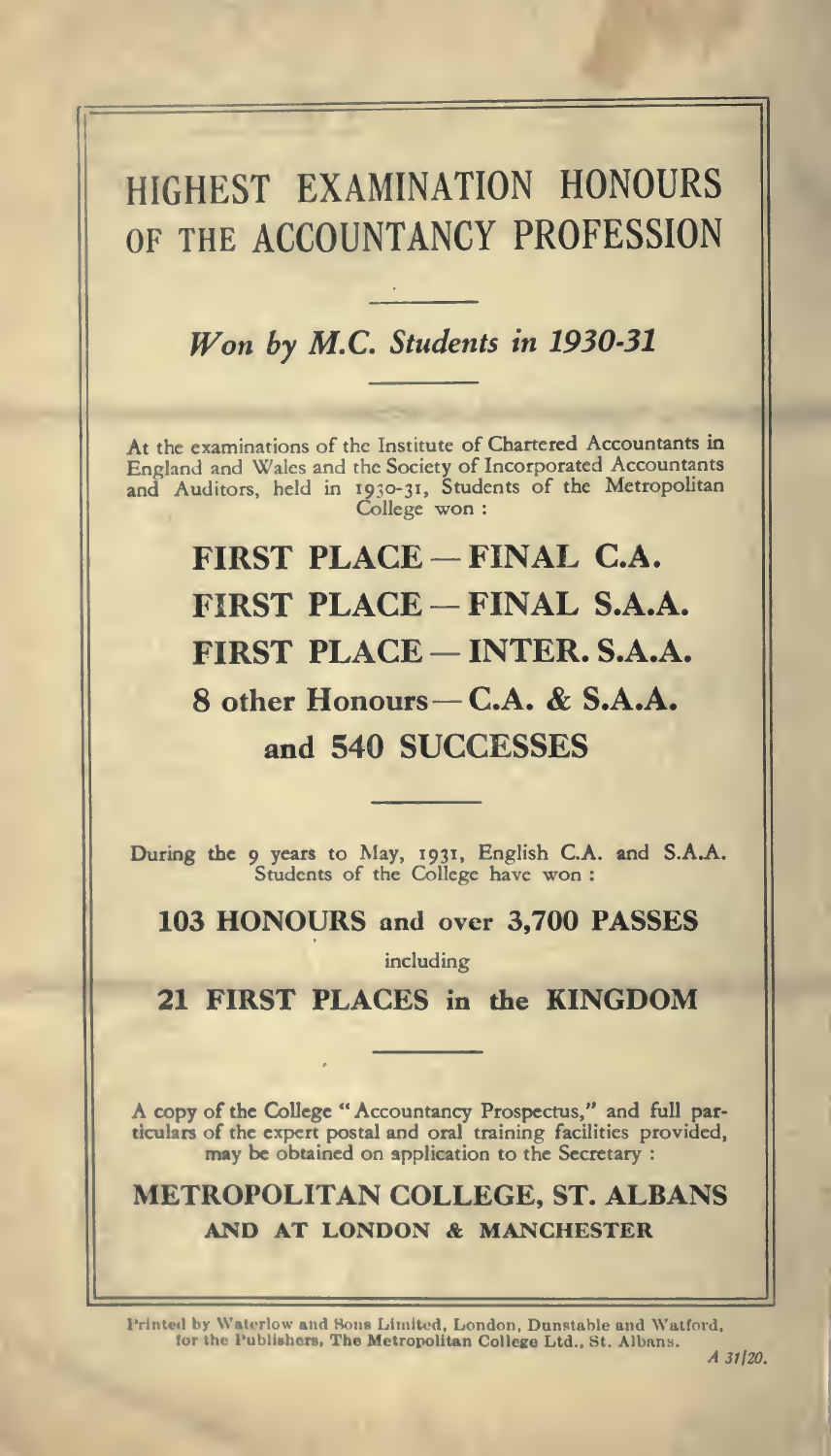# HIGHEST EXAMINATION HONOURS OF THE ACCOUNTANCY PROFESSION

*Won by M.C. Students in 1930-31*

At the examinations of the Institute of Chartered Accountants in England and Wales and the Society of Incorporated Accountants and Auditors, held in 1930-31, Students of the Metropolitan College won :

**FIRST PLACE — FINAL C.A.**

**FIRST PLACE — FINAL S.A.A.**

**FIRST PLACE — INTER. S.A.A.**

**8 other Honours — C.A. & S.A.A.**

**and 540 SUCCESSES**

During the 9 years to May, 1931, English C.A. and S.A.A. Students of the College have won :

**103 HONOURS and over 3,700 PASSES**

including

**21 FIRST PLACES in the KINGDOM**

A copy of the College "Accountancy Prospectus," and full particulars of the expert postal and oral training facilities provided, may be obtained on application to the Secretary :

**METROPOLITAN COLLEGE, ST. ALBANS**

**AND AT LONDON & MANCHESTER**

Printed by Waterlow and Sons Limited, London, Dunstable and Watford, for the Publishers, The Metropolitan College Ltd., St. Albans.

*A 31/20.*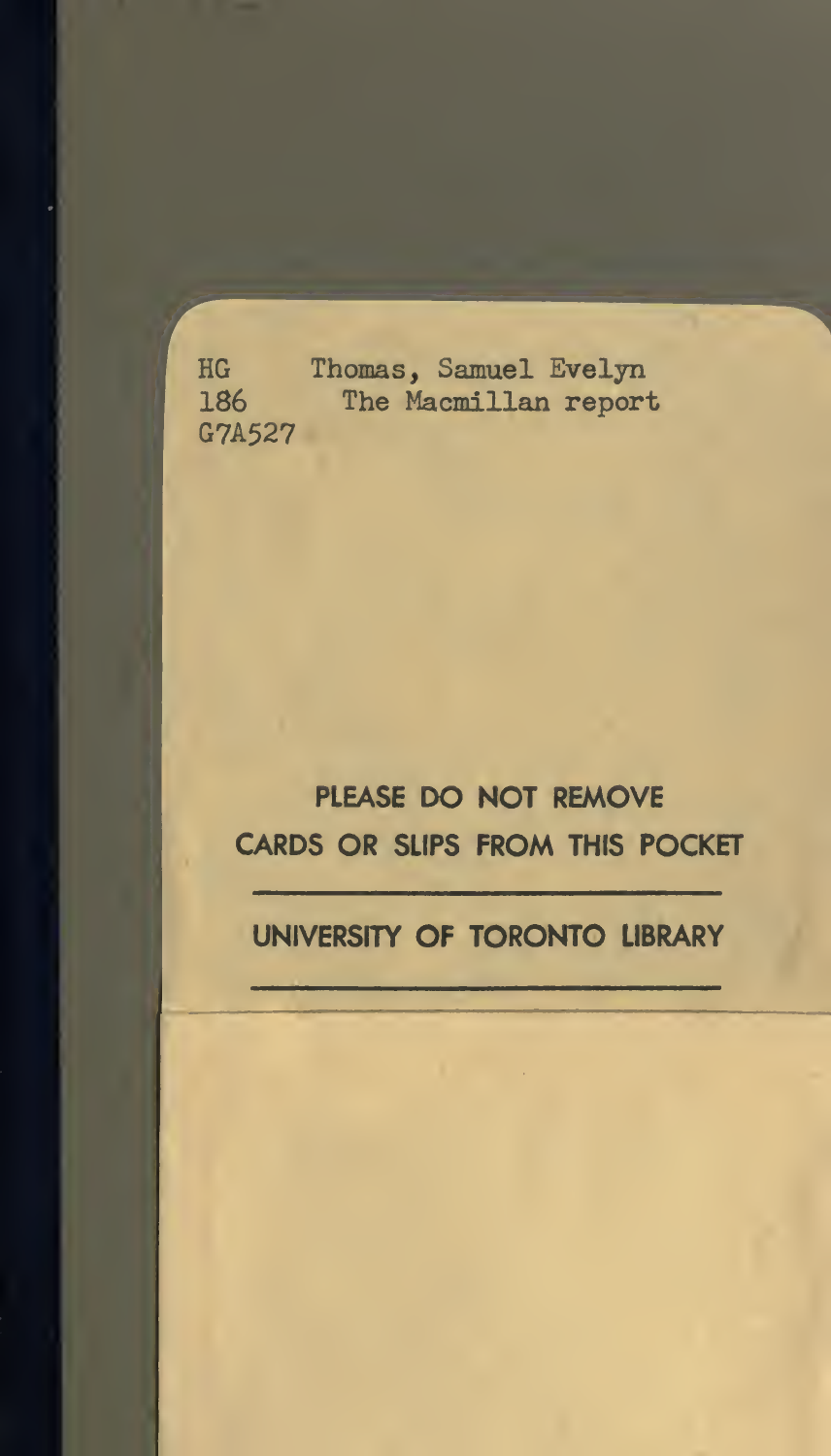HG 186 G7A527

Thomas, Samuel Evelyn
The Macmillan report

**PLEASE DO NOT REMOVE CARDS OR SLIPS FROM THIS POCKET**

**UNIVERSITY OF TORONTO LIBRARY**